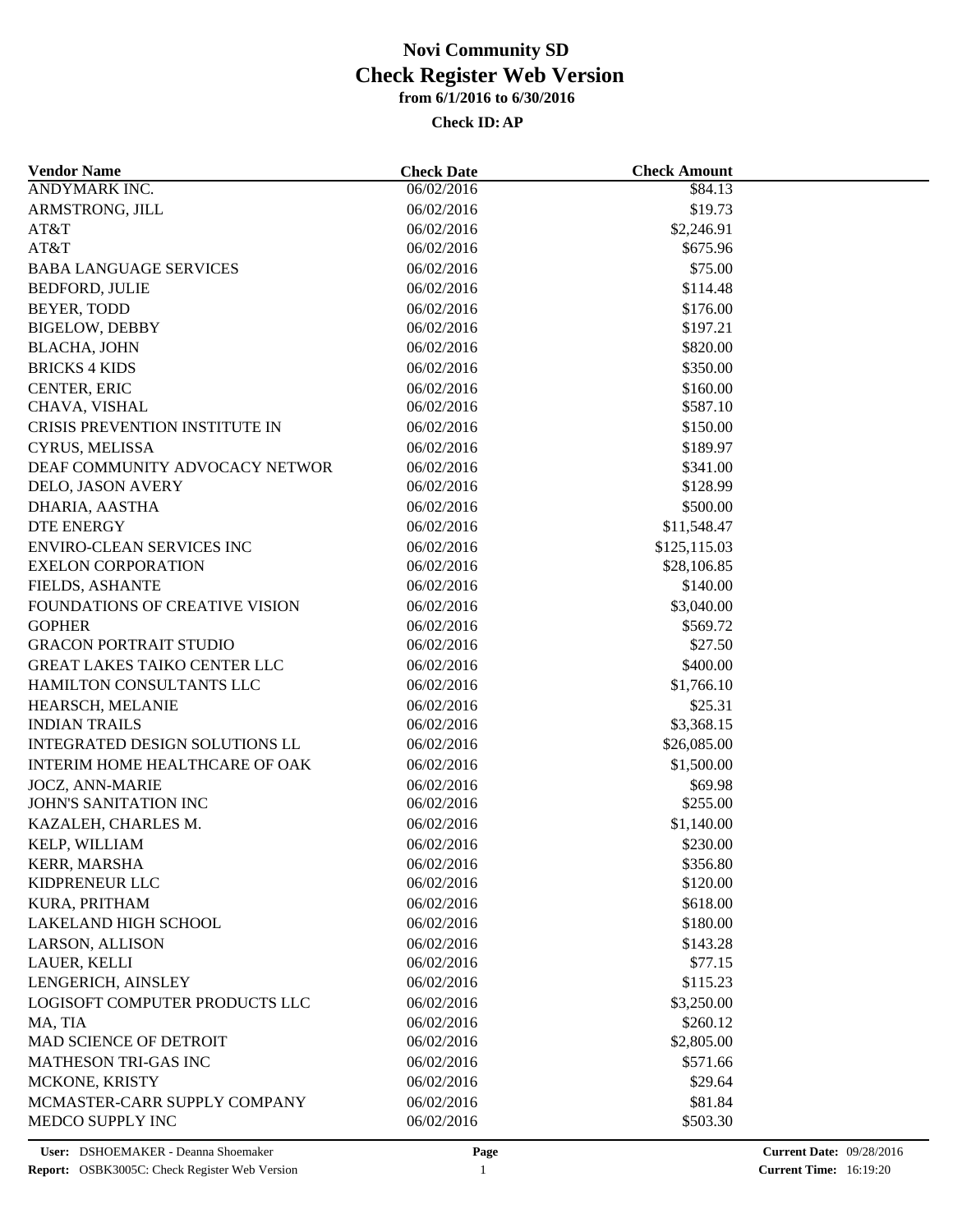# Novi Community SD
## Check Register Web Version
### from 6/1/2016 to 6/30/2016

**Check ID: AP**

| Vendor Name | Check Date | Check Amount |
|---|---|---|
| ANDYMARK INC. | 06/02/2016 | \$84.13 |
| ARMSTRONG, JILL | 06/02/2016 | \$19.73 |
| AT&T | 06/02/2016 | \$2,246.91 |
| AT&T | 06/02/2016 | \$675.96 |
| BABA LANGUAGE SERVICES | 06/02/2016 | \$75.00 |
| BEDFORD, JULIE | 06/02/2016 | \$114.48 |
| BEYER, TODD | 06/02/2016 | \$176.00 |
| BIGELOW, DEBBY | 06/02/2016 | \$197.21 |
| BLACHA, JOHN | 06/02/2016 | \$820.00 |
| BRICKS 4 KIDS | 06/02/2016 | \$350.00 |
| CENTER, ERIC | 06/02/2016 | \$160.00 |
| CHAVA, VISHAL | 06/02/2016 | \$587.10 |
| CRISIS PREVENTION INSTITUTE IN | 06/02/2016 | \$150.00 |
| CYRUS, MELISSA | 06/02/2016 | \$189.97 |
| DEAF COMMUNITY ADVOCACY NETWOR | 06/02/2016 | \$341.00 |
| DELO, JASON AVERY | 06/02/2016 | \$128.99 |
| DHARIA, AASTHA | 06/02/2016 | \$500.00 |
| DTE ENERGY | 06/02/2016 | \$11,548.47 |
| ENVIRO-CLEAN SERVICES INC | 06/02/2016 | \$125,115.03 |
| EXELON CORPORATION | 06/02/2016 | \$28,106.85 |
| FIELDS, ASHANTE | 06/02/2016 | \$140.00 |
| FOUNDATIONS OF CREATIVE VISION | 06/02/2016 | \$3,040.00 |
| GOPHER | 06/02/2016 | \$569.72 |
| GRACON PORTRAIT STUDIO | 06/02/2016 | \$27.50 |
| GREAT LAKES TAIKO CENTER LLC | 06/02/2016 | \$400.00 |
| HAMILTON CONSULTANTS LLC | 06/02/2016 | \$1,766.10 |
| HEARSCH, MELANIE | 06/02/2016 | \$25.31 |
| INDIAN TRAILS | 06/02/2016 | \$3,368.15 |
| INTEGRATED DESIGN SOLUTIONS LL | 06/02/2016 | \$26,085.00 |
| INTERIM HOME HEALTHCARE OF OAK | 06/02/2016 | \$1,500.00 |
| JOCZ, ANN-MARIE | 06/02/2016 | \$69.98 |
| JOHN'S SANITATION INC | 06/02/2016 | \$255.00 |
| KAZALEH, CHARLES M. | 06/02/2016 | \$1,140.00 |
| KELP, WILLIAM | 06/02/2016 | \$230.00 |
| KERR, MARSHA | 06/02/2016 | \$356.80 |
| KIDPRENEUR LLC | 06/02/2016 | \$120.00 |
| KURA, PRITHAM | 06/02/2016 | \$618.00 |
| LAKELAND HIGH SCHOOL | 06/02/2016 | \$180.00 |
| LARSON, ALLISON | 06/02/2016 | \$143.28 |
| LAUER, KELLI | 06/02/2016 | \$77.15 |
| LENGERICH, AINSLEY | 06/02/2016 | \$115.23 |
| LOGISOFT COMPUTER PRODUCTS LLC | 06/02/2016 | \$3,250.00 |
| MA, TIA | 06/02/2016 | \$260.12 |
| MAD SCIENCE OF DETROIT | 06/02/2016 | \$2,805.00 |
| MATHESON TRI-GAS INC | 06/02/2016 | \$571.66 |
| MCKONE, KRISTY | 06/02/2016 | \$29.64 |
| MCMASTER-CARR SUPPLY COMPANY | 06/02/2016 | \$81.84 |
| MEDCO SUPPLY INC | 06/02/2016 | \$503.30 |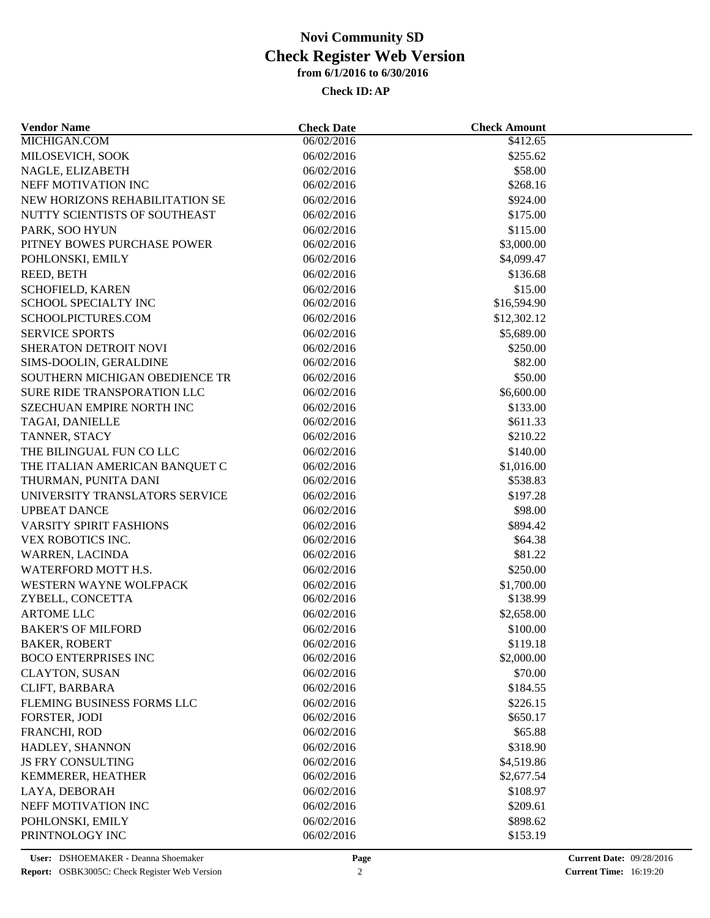# Novi Community SD
# Check Register Web Version
### from 6/1/2016 to 6/30/2016

**Check ID: AP**

| Vendor Name | Check Date | Check Amount |
|---|---|---|
| MICHIGAN.COM | 06/02/2016 | $412.65 |
| MILOSEVICH, SOOK | 06/02/2016 | $255.62 |
| NAGLE, ELIZABETH | 06/02/2016 | $58.00 |
| NEFF MOTIVATION INC | 06/02/2016 | $268.16 |
| NEW HORIZONS REHABILITATION SE | 06/02/2016 | $924.00 |
| NUTTY SCIENTISTS OF SOUTHEAST | 06/02/2016 | $175.00 |
| PARK, SOO HYUN | 06/02/2016 | $115.00 |
| PITNEY BOWES PURCHASE POWER | 06/02/2016 | $3,000.00 |
| POHLONSKI, EMILY | 06/02/2016 | $4,099.47 |
| REED, BETH | 06/02/2016 | $136.68 |
| SCHOFIELD, KAREN | 06/02/2016 | $15.00 |
| SCHOOL SPECIALTY INC | 06/02/2016 | $16,594.90 |
| SCHOOLPICTURES.COM | 06/02/2016 | $12,302.12 |
| SERVICE SPORTS | 06/02/2016 | $5,689.00 |
| SHERATON DETROIT NOVI | 06/02/2016 | $250.00 |
| SIMS-DOOLIN, GERALDINE | 06/02/2016 | $82.00 |
| SOUTHERN MICHIGAN OBEDIENCE TR | 06/02/2016 | $50.00 |
| SURE RIDE TRANSPORATION LLC | 06/02/2016 | $6,600.00 |
| SZECHUAN EMPIRE NORTH INC | 06/02/2016 | $133.00 |
| TAGAI, DANIELLE | 06/02/2016 | $611.33 |
| TANNER, STACY | 06/02/2016 | $210.22 |
| THE BILINGUAL FUN CO LLC | 06/02/2016 | $140.00 |
| THE ITALIAN AMERICAN BANQUET C | 06/02/2016 | $1,016.00 |
| THURMAN, PUNITA DANI | 06/02/2016 | $538.83 |
| UNIVERSITY TRANSLATORS SERVICE | 06/02/2016 | $197.28 |
| UPBEAT DANCE | 06/02/2016 | $98.00 |
| VARSITY SPIRIT FASHIONS | 06/02/2016 | $894.42 |
| VEX ROBOTICS INC. | 06/02/2016 | $64.38 |
| WARREN, LACINDA | 06/02/2016 | $81.22 |
| WATERFORD MOTT H.S. | 06/02/2016 | $250.00 |
| WESTERN WAYNE WOLFPACK | 06/02/2016 | $1,700.00 |
| ZYBELL, CONCETTA | 06/02/2016 | $138.99 |
| ARTOME LLC | 06/02/2016 | $2,658.00 |
| BAKER'S OF MILFORD | 06/02/2016 | $100.00 |
| BAKER, ROBERT | 06/02/2016 | $119.18 |
| BOCO ENTERPRISES INC | 06/02/2016 | $2,000.00 |
| CLAYTON, SUSAN | 06/02/2016 | $70.00 |
| CLIFT, BARBARA | 06/02/2016 | $184.55 |
| FLEMING BUSINESS FORMS LLC | 06/02/2016 | $226.15 |
| FORSTER, JODI | 06/02/2016 | $650.17 |
| FRANCHI, ROD | 06/02/2016 | $65.88 |
| HADLEY, SHANNON | 06/02/2016 | $318.90 |
| JS FRY CONSULTING | 06/02/2016 | $4,519.86 |
| KEMMERER, HEATHER | 06/02/2016 | $2,677.54 |
| LAYA, DEBORAH | 06/02/2016 | $108.97 |
| NEFF MOTIVATION INC | 06/02/2016 | $209.61 |
| POHLONSKI, EMILY | 06/02/2016 | $898.62 |
| PRINTNOLOGY INC | 06/02/2016 | $153.19 |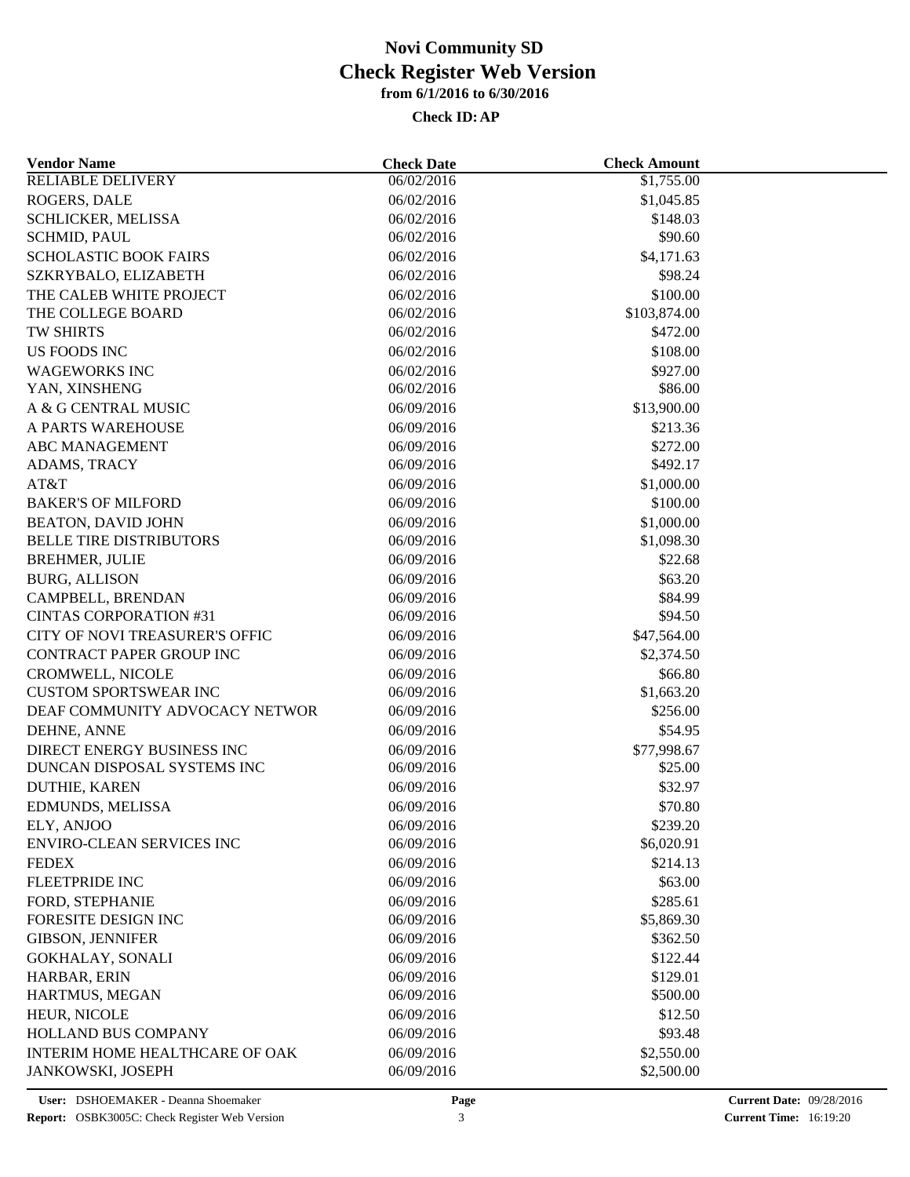# Novi Community SD
# Check Register Web Version
### from 6/1/2016 to 6/30/2016

**Check ID: AP**

| Vendor Name | Check Date | Check Amount |
|---|---|---|
| RELIABLE DELIVERY | 06/02/2016 | $1,755.00 |
| ROGERS, DALE | 06/02/2016 | $1,045.85 |
| SCHLICKER, MELISSA | 06/02/2016 | $148.03 |
| SCHMID, PAUL | 06/02/2016 | $90.60 |
| SCHOLASTIC BOOK FAIRS | 06/02/2016 | $4,171.63 |
| SZKRYBALO, ELIZABETH | 06/02/2016 | $98.24 |
| THE CALEB WHITE PROJECT | 06/02/2016 | $100.00 |
| THE COLLEGE BOARD | 06/02/2016 | $103,874.00 |
| TW SHIRTS | 06/02/2016 | $472.00 |
| US FOODS INC | 06/02/2016 | $108.00 |
| WAGEWORKS INC | 06/02/2016 | $927.00 |
| YAN, XINSHENG | 06/02/2016 | $86.00 |
| A & G CENTRAL MUSIC | 06/09/2016 | $13,900.00 |
| A PARTS WAREHOUSE | 06/09/2016 | $213.36 |
| ABC MANAGEMENT | 06/09/2016 | $272.00 |
| ADAMS, TRACY | 06/09/2016 | $492.17 |
| AT&T | 06/09/2016 | $1,000.00 |
| BAKER'S OF MILFORD | 06/09/2016 | $100.00 |
| BEATON, DAVID JOHN | 06/09/2016 | $1,000.00 |
| BELLE TIRE DISTRIBUTORS | 06/09/2016 | $1,098.30 |
| BREHMER, JULIE | 06/09/2016 | $22.68 |
| BURG, ALLISON | 06/09/2016 | $63.20 |
| CAMPBELL, BRENDAN | 06/09/2016 | $84.99 |
| CINTAS CORPORATION #31 | 06/09/2016 | $94.50 |
| CITY OF NOVI TREASURER'S OFFIC | 06/09/2016 | $47,564.00 |
| CONTRACT PAPER GROUP INC | 06/09/2016 | $2,374.50 |
| CROMWELL, NICOLE | 06/09/2016 | $66.80 |
| CUSTOM SPORTSWEAR INC | 06/09/2016 | $1,663.20 |
| DEAF COMMUNITY ADVOCACY NETWOR | 06/09/2016 | $256.00 |
| DEHNE, ANNE | 06/09/2016 | $54.95 |
| DIRECT ENERGY BUSINESS INC | 06/09/2016 | $77,998.67 |
| DUNCAN DISPOSAL SYSTEMS INC | 06/09/2016 | $25.00 |
| DUTHIE, KAREN | 06/09/2016 | $32.97 |
| EDMUNDS, MELISSA | 06/09/2016 | $70.80 |
| ELY, ANJOO | 06/09/2016 | $239.20 |
| ENVIRO-CLEAN SERVICES INC | 06/09/2016 | $6,020.91 |
| FEDEX | 06/09/2016 | $214.13 |
| FLEETPRIDE INC | 06/09/2016 | $63.00 |
| FORD, STEPHANIE | 06/09/2016 | $285.61 |
| FORESITE DESIGN INC | 06/09/2016 | $5,869.30 |
| GIBSON, JENNIFER | 06/09/2016 | $362.50 |
| GOKHALAY, SONALI | 06/09/2016 | $122.44 |
| HARBAR, ERIN | 06/09/2016 | $129.01 |
| HARTMUS, MEGAN | 06/09/2016 | $500.00 |
| HEUR, NICOLE | 06/09/2016 | $12.50 |
| HOLLAND BUS COMPANY | 06/09/2016 | $93.48 |
| INTERIM HOME HEALTHCARE OF OAK | 06/09/2016 | $2,550.00 |
| JANKOWSKI, JOSEPH | 06/09/2016 | $2,500.00 |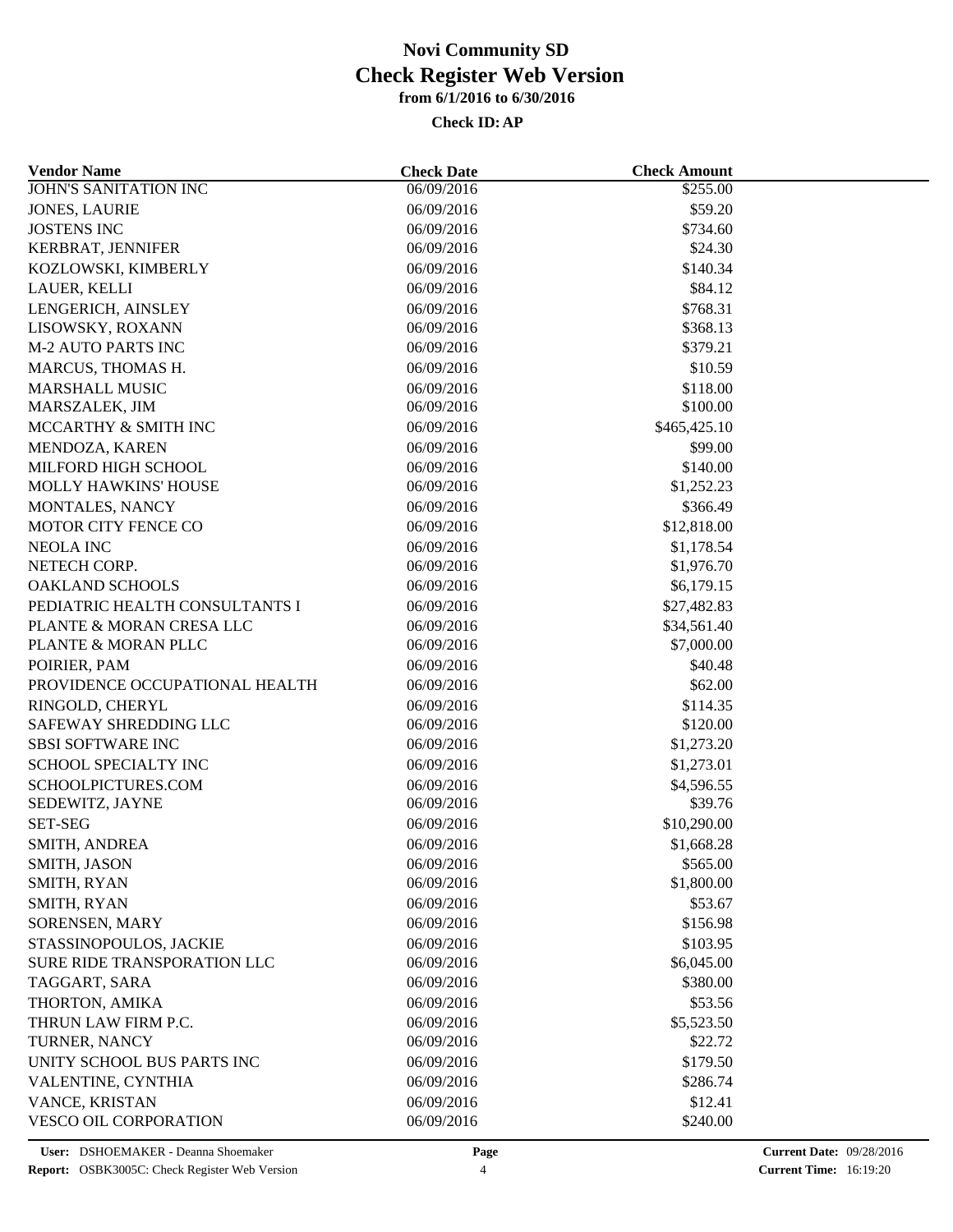# Novi Community SD
## Check Register Web Version
### from 6/1/2016 to 6/30/2016

**Check ID: AP**

| Vendor Name | Check Date | Check Amount |
|---|---|---|
| JOHN'S SANITATION INC | 06/09/2016 | $255.00 |
| JONES, LAURIE | 06/09/2016 | $59.20 |
| JOSTENS INC | 06/09/2016 | $734.60 |
| KERBRAT, JENNIFER | 06/09/2016 | $24.30 |
| KOZLOWSKI, KIMBERLY | 06/09/2016 | $140.34 |
| LAUER, KELLI | 06/09/2016 | $84.12 |
| LENGERICH, AINSLEY | 06/09/2016 | $768.31 |
| LISOWSKY, ROXANN | 06/09/2016 | $368.13 |
| M-2 AUTO PARTS INC | 06/09/2016 | $379.21 |
| MARCUS, THOMAS H. | 06/09/2016 | $10.59 |
| MARSHALL MUSIC | 06/09/2016 | $118.00 |
| MARSZALEK, JIM | 06/09/2016 | $100.00 |
| MCCARTHY & SMITH INC | 06/09/2016 | $465,425.10 |
| MENDOZA, KAREN | 06/09/2016 | $99.00 |
| MILFORD HIGH SCHOOL | 06/09/2016 | $140.00 |
| MOLLY HAWKINS' HOUSE | 06/09/2016 | $1,252.23 |
| MONTALES, NANCY | 06/09/2016 | $366.49 |
| MOTOR CITY FENCE CO | 06/09/2016 | $12,818.00 |
| NEOLA INC | 06/09/2016 | $1,178.54 |
| NETECH CORP. | 06/09/2016 | $1,976.70 |
| OAKLAND SCHOOLS | 06/09/2016 | $6,179.15 |
| PEDIATRIC HEALTH CONSULTANTS I | 06/09/2016 | $27,482.83 |
| PLANTE & MORAN CRESA LLC | 06/09/2016 | $34,561.40 |
| PLANTE & MORAN PLLC | 06/09/2016 | $7,000.00 |
| POIRIER, PAM | 06/09/2016 | $40.48 |
| PROVIDENCE OCCUPATIONAL HEALTH | 06/09/2016 | $62.00 |
| RINGOLD, CHERYL | 06/09/2016 | $114.35 |
| SAFEWAY SHREDDING LLC | 06/09/2016 | $120.00 |
| SBSI SOFTWARE INC | 06/09/2016 | $1,273.20 |
| SCHOOL SPECIALTY INC | 06/09/2016 | $1,273.01 |
| SCHOOLPICTURES.COM | 06/09/2016 | $4,596.55 |
| SEDEWITZ, JAYNE | 06/09/2016 | $39.76 |
| SET-SEG | 06/09/2016 | $10,290.00 |
| SMITH, ANDREA | 06/09/2016 | $1,668.28 |
| SMITH, JASON | 06/09/2016 | $565.00 |
| SMITH, RYAN | 06/09/2016 | $1,800.00 |
| SMITH, RYAN | 06/09/2016 | $53.67 |
| SORENSEN, MARY | 06/09/2016 | $156.98 |
| STASSINOPOULOS, JACKIE | 06/09/2016 | $103.95 |
| SURE RIDE TRANSPORATION LLC | 06/09/2016 | $6,045.00 |
| TAGGART, SARA | 06/09/2016 | $380.00 |
| THORTON, AMIKA | 06/09/2016 | $53.56 |
| THRUN LAW FIRM P.C. | 06/09/2016 | $5,523.50 |
| TURNER, NANCY | 06/09/2016 | $22.72 |
| UNITY SCHOOL BUS PARTS INC | 06/09/2016 | $179.50 |
| VALENTINE, CYNTHIA | 06/09/2016 | $286.74 |
| VANCE, KRISTAN | 06/09/2016 | $12.41 |
| VESCO OIL CORPORATION | 06/09/2016 | $240.00 |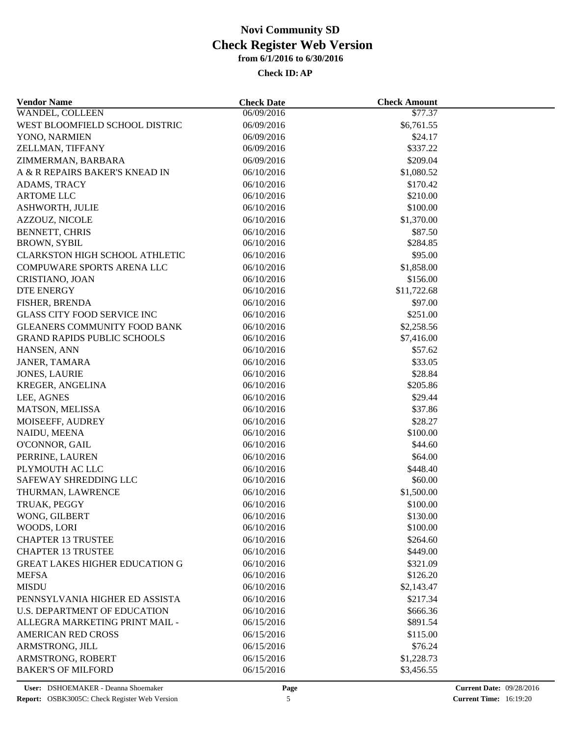# Novi Community SD
## Check Register Web Version
### from 6/1/2016 to 6/30/2016

**Check ID: AP**

| Vendor Name | Check Date | Check Amount |
|---|---|---|
| WANDEL, COLLEEN | 06/09/2016 | \$77.37 |
| WEST BLOOMFIELD SCHOOL DISTRIC | 06/09/2016 | \$6,761.55 |
| YONO, NARMIEN | 06/09/2016 | \$24.17 |
| ZELLMAN, TIFFANY | 06/09/2016 | \$337.22 |
| ZIMMERMAN, BARBARA | 06/09/2016 | \$209.04 |
| A & R REPAIRS BAKER'S KNEAD IN | 06/10/2016 | \$1,080.52 |
| ADAMS, TRACY | 06/10/2016 | \$170.42 |
| ARTOME LLC | 06/10/2016 | \$210.00 |
| ASHWORTH, JULIE | 06/10/2016 | \$100.00 |
| AZZOUZ, NICOLE | 06/10/2016 | \$1,370.00 |
| BENNETT, CHRIS | 06/10/2016 | \$87.50 |
| BROWN, SYBIL | 06/10/2016 | \$284.85 |
| CLARKSTON HIGH SCHOOL ATHLETIC | 06/10/2016 | \$95.00 |
| COMPUWARE SPORTS ARENA LLC | 06/10/2016 | \$1,858.00 |
| CRISTIANO, JOAN | 06/10/2016 | \$156.00 |
| DTE ENERGY | 06/10/2016 | \$11,722.68 |
| FISHER, BRENDA | 06/10/2016 | \$97.00 |
| GLASS CITY FOOD SERVICE INC | 06/10/2016 | \$251.00 |
| GLEANERS COMMUNITY FOOD BANK | 06/10/2016 | \$2,258.56 |
| GRAND RAPIDS PUBLIC SCHOOLS | 06/10/2016 | \$7,416.00 |
| HANSEN, ANN | 06/10/2016 | \$57.62 |
| JANER, TAMARA | 06/10/2016 | \$33.05 |
| JONES, LAURIE | 06/10/2016 | \$28.84 |
| KREGER, ANGELINA | 06/10/2016 | \$205.86 |
| LEE, AGNES | 06/10/2016 | \$29.44 |
| MATSON, MELISSA | 06/10/2016 | \$37.86 |
| MOISEEFF, AUDREY | 06/10/2016 | \$28.27 |
| NAIDU, MEENA | 06/10/2016 | \$100.00 |
| O'CONNOR, GAIL | 06/10/2016 | \$44.60 |
| PERRINE, LAUREN | 06/10/2016 | \$64.00 |
| PLYMOUTH AC LLC | 06/10/2016 | \$448.40 |
| SAFEWAY SHREDDING LLC | 06/10/2016 | \$60.00 |
| THURMAN, LAWRENCE | 06/10/2016 | \$1,500.00 |
| TRUAK, PEGGY | 06/10/2016 | \$100.00 |
| WONG, GILBERT | 06/10/2016 | \$130.00 |
| WOODS, LORI | 06/10/2016 | \$100.00 |
| CHAPTER 13 TRUSTEE | 06/10/2016 | \$264.60 |
| CHAPTER 13 TRUSTEE | 06/10/2016 | \$449.00 |
| GREAT LAKES HIGHER EDUCATION G | 06/10/2016 | \$321.09 |
| MEFSA | 06/10/2016 | \$126.20 |
| MISDU | 06/10/2016 | \$2,143.47 |
| PENNSYLVANIA HIGHER ED ASSISTA | 06/10/2016 | \$217.34 |
| U.S. DEPARTMENT OF EDUCATION | 06/10/2016 | \$666.36 |
| ALLEGRA MARKETING PRINT MAIL - | 06/15/2016 | \$891.54 |
| AMERICAN RED CROSS | 06/15/2016 | \$115.00 |
| ARMSTRONG, JILL | 06/15/2016 | \$76.24 |
| ARMSTRONG, ROBERT | 06/15/2016 | \$1,228.73 |
| BAKER'S OF MILFORD | 06/15/2016 | \$3,456.55 |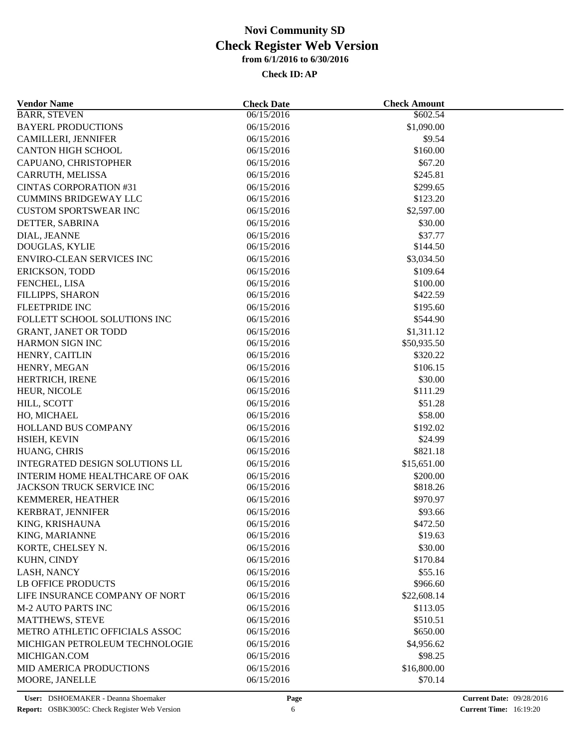# Novi Community SD
## Check Register Web Version
### from 6/1/2016 to 6/30/2016

**Check ID: AP**

| Vendor Name | Check Date | Check Amount |
|---|---|---|
| BARR, STEVEN | 06/15/2016 | $602.54 |
| BAYERL PRODUCTIONS | 06/15/2016 | $1,090.00 |
| CAMILLERI, JENNIFER | 06/15/2016 | $9.54 |
| CANTON HIGH SCHOOL | 06/15/2016 | $160.00 |
| CAPUANO, CHRISTOPHER | 06/15/2016 | $67.20 |
| CARRUTH, MELISSA | 06/15/2016 | $245.81 |
| CINTAS CORPORATION #31 | 06/15/2016 | $299.65 |
| CUMMINS BRIDGEWAY LLC | 06/15/2016 | $123.20 |
| CUSTOM SPORTSWEAR INC | 06/15/2016 | $2,597.00 |
| DETTER, SABRINA | 06/15/2016 | $30.00 |
| DIAL, JEANNE | 06/15/2016 | $37.77 |
| DOUGLAS, KYLIE | 06/15/2016 | $144.50 |
| ENVIRO-CLEAN SERVICES INC | 06/15/2016 | $3,034.50 |
| ERICKSON, TODD | 06/15/2016 | $109.64 |
| FENCHEL, LISA | 06/15/2016 | $100.00 |
| FILLIPPS, SHARON | 06/15/2016 | $422.59 |
| FLEETPRIDE INC | 06/15/2016 | $195.60 |
| FOLLETT SCHOOL SOLUTIONS INC | 06/15/2016 | $544.90 |
| GRANT, JANET OR TODD | 06/15/2016 | $1,311.12 |
| HARMON SIGN INC | 06/15/2016 | $50,935.50 |
| HENRY, CAITLIN | 06/15/2016 | $320.22 |
| HENRY, MEGAN | 06/15/2016 | $106.15 |
| HERTRICH, IRENE | 06/15/2016 | $30.00 |
| HEUR, NICOLE | 06/15/2016 | $111.29 |
| HILL, SCOTT | 06/15/2016 | $51.28 |
| HO, MICHAEL | 06/15/2016 | $58.00 |
| HOLLAND BUS COMPANY | 06/15/2016 | $192.02 |
| HSIEH, KEVIN | 06/15/2016 | $24.99 |
| HUANG, CHRIS | 06/15/2016 | $821.18 |
| INTEGRATED DESIGN SOLUTIONS LL | 06/15/2016 | $15,651.00 |
| INTERIM HOME HEALTHCARE OF OAK | 06/15/2016 | $200.00 |
| JACKSON TRUCK SERVICE INC | 06/15/2016 | $818.26 |
| KEMMERER, HEATHER | 06/15/2016 | $970.97 |
| KERBRAT, JENNIFER | 06/15/2016 | $93.66 |
| KING, KRISHAUNA | 06/15/2016 | $472.50 |
| KING, MARIANNE | 06/15/2016 | $19.63 |
| KORTE, CHELSEY N. | 06/15/2016 | $30.00 |
| KUHN, CINDY | 06/15/2016 | $170.84 |
| LASH, NANCY | 06/15/2016 | $55.16 |
| LB OFFICE PRODUCTS | 06/15/2016 | $966.60 |
| LIFE INSURANCE COMPANY OF NORT | 06/15/2016 | $22,608.14 |
| M-2 AUTO PARTS INC | 06/15/2016 | $113.05 |
| MATTHEWS, STEVE | 06/15/2016 | $510.51 |
| METRO ATHLETIC OFFICIALS ASSOC | 06/15/2016 | $650.00 |
| MICHIGAN PETROLEUM TECHNOLOGIE | 06/15/2016 | $4,956.62 |
| MICHIGAN.COM | 06/15/2016 | $98.25 |
| MID AMERICA PRODUCTIONS | 06/15/2016 | $16,800.00 |
| MOORE, JANELLE | 06/15/2016 | $70.14 |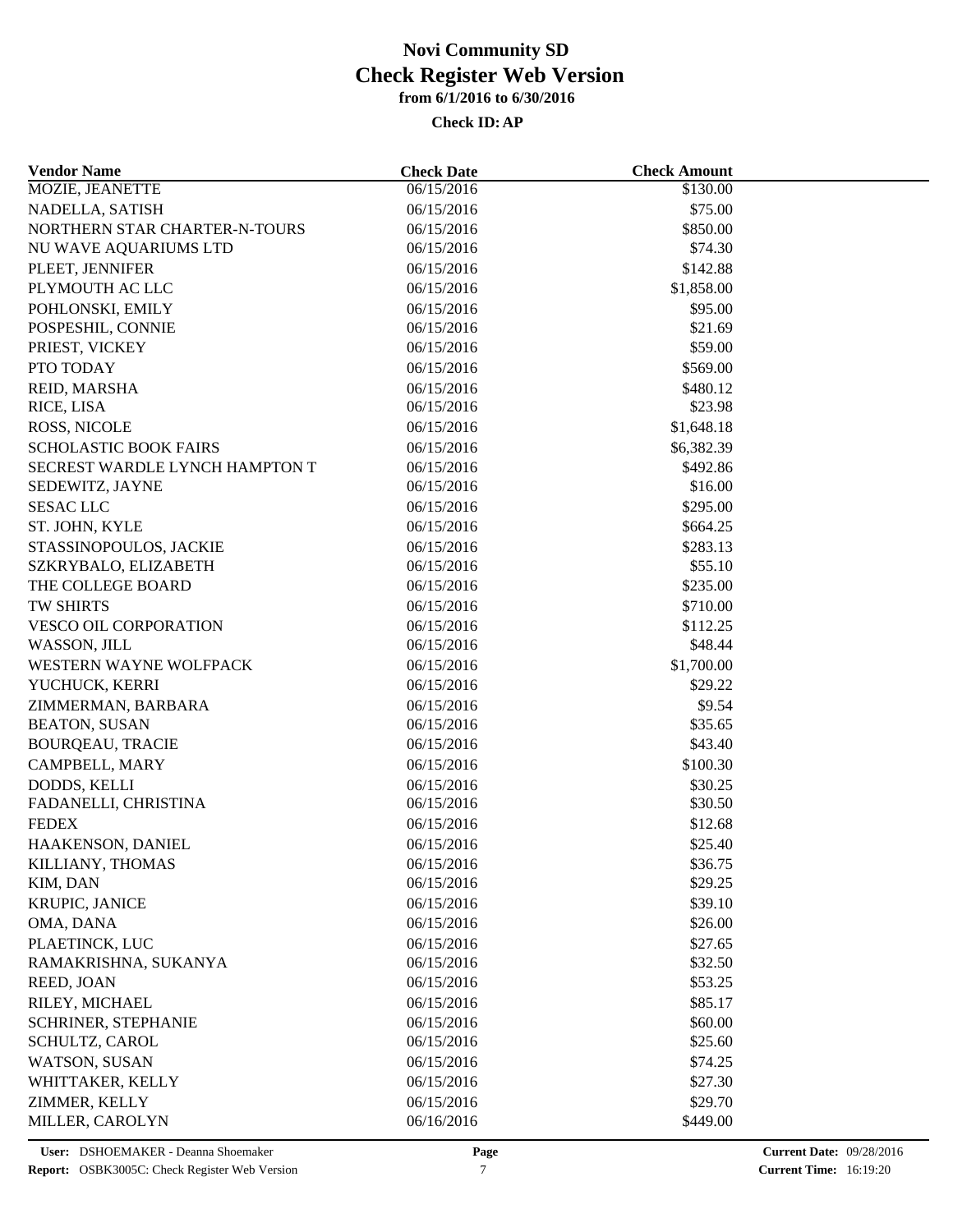# Novi Community SD

## Check Register Web Version

### from 6/1/2016 to 6/30/2016

**Check ID: AP**

| Vendor Name | Check Date | Check Amount |
|---|---|---|
| MOZIE, JEANETTE | 06/15/2016 | $130.00 |
| NADELLA, SATISH | 06/15/2016 | $75.00 |
| NORTHERN STAR CHARTER-N-TOURS | 06/15/2016 | $850.00 |
| NU WAVE AQUARIUMS LTD | 06/15/2016 | $74.30 |
| PLEET, JENNIFER | 06/15/2016 | $142.88 |
| PLYMOUTH AC LLC | 06/15/2016 | $1,858.00 |
| POHLONSKI, EMILY | 06/15/2016 | $95.00 |
| POSPESHIL, CONNIE | 06/15/2016 | $21.69 |
| PRIEST, VICKEY | 06/15/2016 | $59.00 |
| PTO TODAY | 06/15/2016 | $569.00 |
| REID, MARSHA | 06/15/2016 | $480.12 |
| RICE, LISA | 06/15/2016 | $23.98 |
| ROSS, NICOLE | 06/15/2016 | $1,648.18 |
| SCHOLASTIC BOOK FAIRS | 06/15/2016 | $6,382.39 |
| SECREST WARDLE LYNCH HAMPTON T | 06/15/2016 | $492.86 |
| SEDEWITZ, JAYNE | 06/15/2016 | $16.00 |
| SESAC LLC | 06/15/2016 | $295.00 |
| ST. JOHN, KYLE | 06/15/2016 | $664.25 |
| STASSINOPOULOS, JACKIE | 06/15/2016 | $283.13 |
| SZKRYBALO, ELIZABETH | 06/15/2016 | $55.10 |
| THE COLLEGE BOARD | 06/15/2016 | $235.00 |
| TW SHIRTS | 06/15/2016 | $710.00 |
| VESCO OIL CORPORATION | 06/15/2016 | $112.25 |
| WASSON, JILL | 06/15/2016 | $48.44 |
| WESTERN WAYNE WOLFPACK | 06/15/2016 | $1,700.00 |
| YUCHUCK, KERRI | 06/15/2016 | $29.22 |
| ZIMMERMAN, BARBARA | 06/15/2016 | $9.54 |
| BEATON, SUSAN | 06/15/2016 | $35.65 |
| BOURQEAU, TRACIE | 06/15/2016 | $43.40 |
| CAMPBELL, MARY | 06/15/2016 | $100.30 |
| DODDS, KELLI | 06/15/2016 | $30.25 |
| FADANELLI, CHRISTINA | 06/15/2016 | $30.50 |
| FEDEX | 06/15/2016 | $12.68 |
| HAAKENSON, DANIEL | 06/15/2016 | $25.40 |
| KILLIANY, THOMAS | 06/15/2016 | $36.75 |
| KIM, DAN | 06/15/2016 | $29.25 |
| KRUPIC, JANICE | 06/15/2016 | $39.10 |
| OMA, DANA | 06/15/2016 | $26.00 |
| PLAETINCK, LUC | 06/15/2016 | $27.65 |
| RAMAKRISHNA, SUKANYA | 06/15/2016 | $32.50 |
| REED, JOAN | 06/15/2016 | $53.25 |
| RILEY, MICHAEL | 06/15/2016 | $85.17 |
| SCHRINER, STEPHANIE | 06/15/2016 | $60.00 |
| SCHULTZ, CAROL | 06/15/2016 | $25.60 |
| WATSON, SUSAN | 06/15/2016 | $74.25 |
| WHITTAKER, KELLY | 06/15/2016 | $27.30 |
| ZIMMER, KELLY | 06/15/2016 | $29.70 |
| MILLER, CAROLYN | 06/16/2016 | $449.00 |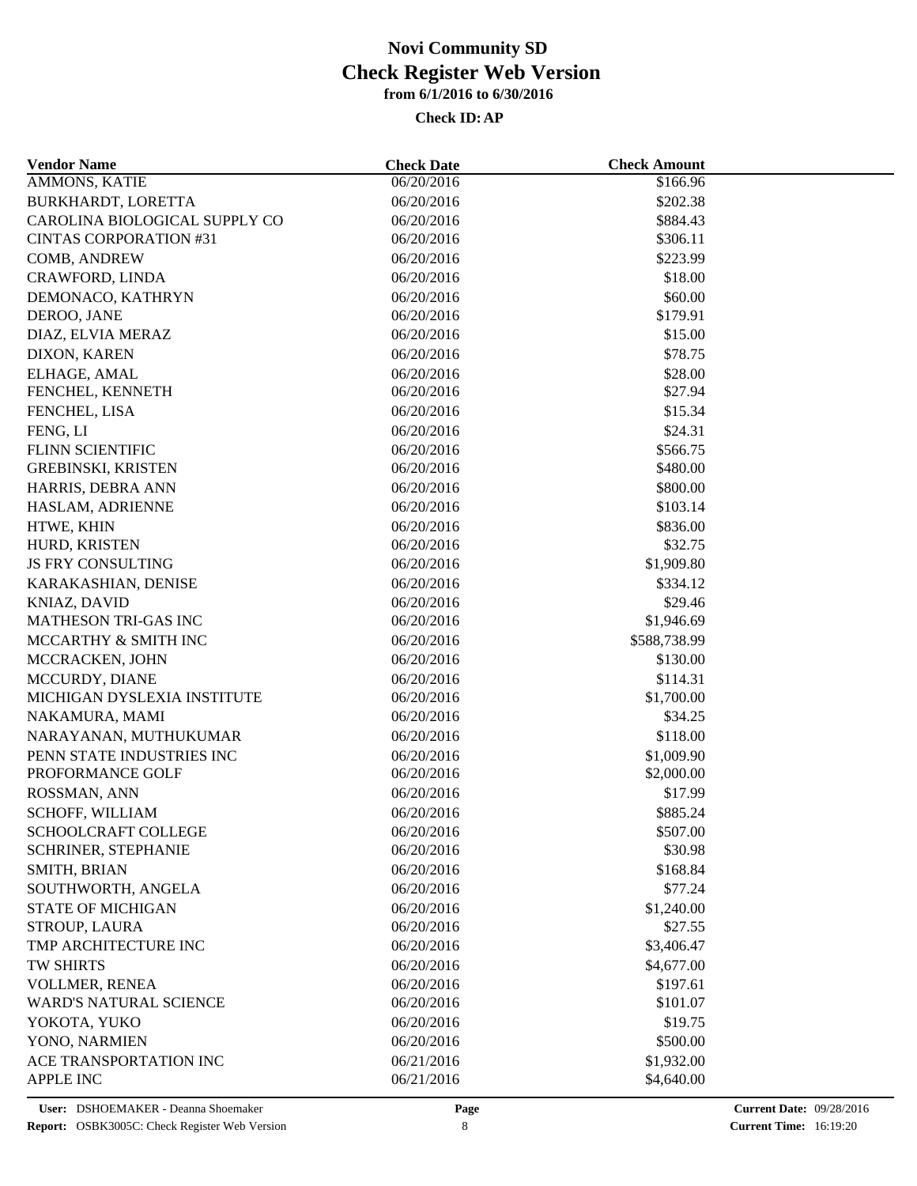# Novi Community SD
## Check Register Web Version
### from 6/1/2016 to 6/30/2016

**Check ID: AP**

| Vendor Name | Check Date | Check Amount |
|---|---|---|
| AMMONS, KATIE | 06/20/2016 | $166.96 |
| BURKHARDT, LORETTA | 06/20/2016 | $202.38 |
| CAROLINA BIOLOGICAL SUPPLY CO | 06/20/2016 | $884.43 |
| CINTAS CORPORATION #31 | 06/20/2016 | $306.11 |
| COMB, ANDREW | 06/20/2016 | $223.99 |
| CRAWFORD, LINDA | 06/20/2016 | $18.00 |
| DEMONACO, KATHRYN | 06/20/2016 | $60.00 |
| DEROO, JANE | 06/20/2016 | $179.91 |
| DIAZ, ELVIA MERAZ | 06/20/2016 | $15.00 |
| DIXON, KAREN | 06/20/2016 | $78.75 |
| ELHAGE, AMAL | 06/20/2016 | $28.00 |
| FENCHEL, KENNETH | 06/20/2016 | $27.94 |
| FENCHEL, LISA | 06/20/2016 | $15.34 |
| FENG, LI | 06/20/2016 | $24.31 |
| FLINN SCIENTIFIC | 06/20/2016 | $566.75 |
| GREBINSKI, KRISTEN | 06/20/2016 | $480.00 |
| HARRIS, DEBRA ANN | 06/20/2016 | $800.00 |
| HASLAM, ADRIENNE | 06/20/2016 | $103.14 |
| HTWE, KHIN | 06/20/2016 | $836.00 |
| HURD, KRISTEN | 06/20/2016 | $32.75 |
| JS FRY CONSULTING | 06/20/2016 | $1,909.80 |
| KARAKASHIAN, DENISE | 06/20/2016 | $334.12 |
| KNIAZ, DAVID | 06/20/2016 | $29.46 |
| MATHESON TRI-GAS INC | 06/20/2016 | $1,946.69 |
| MCCARTHY & SMITH INC | 06/20/2016 | $588,738.99 |
| MCCRACKEN, JOHN | 06/20/2016 | $130.00 |
| MCCURDY, DIANE | 06/20/2016 | $114.31 |
| MICHIGAN DYSLEXIA INSTITUTE | 06/20/2016 | $1,700.00 |
| NAKAMURA, MAMI | 06/20/2016 | $34.25 |
| NARAYANAN, MUTHUKUMAR | 06/20/2016 | $118.00 |
| PENN STATE INDUSTRIES INC | 06/20/2016 | $1,009.90 |
| PROFORMANCE GOLF | 06/20/2016 | $2,000.00 |
| ROSSMAN, ANN | 06/20/2016 | $17.99 |
| SCHOFF, WILLIAM | 06/20/2016 | $885.24 |
| SCHOOLCRAFT COLLEGE | 06/20/2016 | $507.00 |
| SCHRINER, STEPHANIE | 06/20/2016 | $30.98 |
| SMITH, BRIAN | 06/20/2016 | $168.84 |
| SOUTHWORTH, ANGELA | 06/20/2016 | $77.24 |
| STATE OF MICHIGAN | 06/20/2016 | $1,240.00 |
| STROUP, LAURA | 06/20/2016 | $27.55 |
| TMP ARCHITECTURE INC | 06/20/2016 | $3,406.47 |
| TW SHIRTS | 06/20/2016 | $4,677.00 |
| VOLLMER, RENEA | 06/20/2016 | $197.61 |
| WARD'S NATURAL SCIENCE | 06/20/2016 | $101.07 |
| YOKOTA, YUKO | 06/20/2016 | $19.75 |
| YONO, NARMIEN | 06/20/2016 | $500.00 |
| ACE TRANSPORTATION INC | 06/21/2016 | $1,932.00 |
| APPLE INC | 06/21/2016 | $4,640.00 |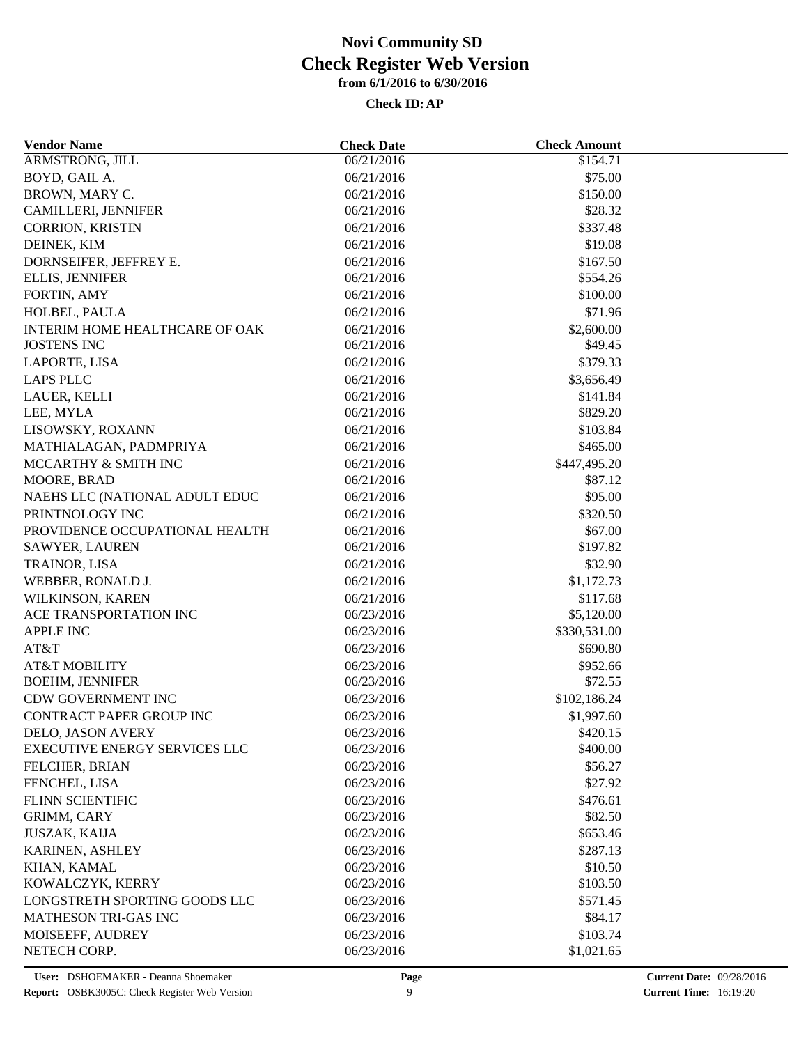# Novi Community SD
## Check Register Web Version
### from 6/1/2016 to 6/30/2016

**Check ID: AP**

| Vendor Name | Check Date | Check Amount |
|---|---|---|
| ARMSTRONG, JILL | 06/21/2016 | $154.71 |
| BOYD, GAIL A. | 06/21/2016 | $75.00 |
| BROWN, MARY C. | 06/21/2016 | $150.00 |
| CAMILLERI, JENNIFER | 06/21/2016 | $28.32 |
| CORRION, KRISTIN | 06/21/2016 | $337.48 |
| DEINEK, KIM | 06/21/2016 | $19.08 |
| DORNSEIFER, JEFFREY E. | 06/21/2016 | $167.50 |
| ELLIS, JENNIFER | 06/21/2016 | $554.26 |
| FORTIN, AMY | 06/21/2016 | $100.00 |
| HOLBEL, PAULA | 06/21/2016 | $71.96 |
| INTERIM HOME HEALTHCARE OF OAK | 06/21/2016 | $2,600.00 |
| JOSTENS INC | 06/21/2016 | $49.45 |
| LAPORTE, LISA | 06/21/2016 | $379.33 |
| LAPS PLLC | 06/21/2016 | $3,656.49 |
| LAUER, KELLI | 06/21/2016 | $141.84 |
| LEE, MYLA | 06/21/2016 | $829.20 |
| LISOWSKY, ROXANN | 06/21/2016 | $103.84 |
| MATHIALAGAN, PADMPRIYA | 06/21/2016 | $465.00 |
| MCCARTHY & SMITH INC | 06/21/2016 | $447,495.20 |
| MOORE, BRAD | 06/21/2016 | $87.12 |
| NAEHS LLC (NATIONAL ADULT EDUC | 06/21/2016 | $95.00 |
| PRINTNOLOGY INC | 06/21/2016 | $320.50 |
| PROVIDENCE OCCUPATIONAL HEALTH | 06/21/2016 | $67.00 |
| SAWYER, LAUREN | 06/21/2016 | $197.82 |
| TRAINOR, LISA | 06/21/2016 | $32.90 |
| WEBBER, RONALD J. | 06/21/2016 | $1,172.73 |
| WILKINSON, KAREN | 06/21/2016 | $117.68 |
| ACE TRANSPORTATION INC | 06/23/2016 | $5,120.00 |
| APPLE INC | 06/23/2016 | $330,531.00 |
| AT&T | 06/23/2016 | $690.80 |
| AT&T MOBILITY | 06/23/2016 | $952.66 |
| BOEHM, JENNIFER | 06/23/2016 | $72.55 |
| CDW GOVERNMENT INC | 06/23/2016 | $102,186.24 |
| CONTRACT PAPER GROUP INC | 06/23/2016 | $1,997.60 |
| DELO, JASON AVERY | 06/23/2016 | $420.15 |
| EXECUTIVE ENERGY SERVICES LLC | 06/23/2016 | $400.00 |
| FELCHER, BRIAN | 06/23/2016 | $56.27 |
| FENCHEL, LISA | 06/23/2016 | $27.92 |
| FLINN SCIENTIFIC | 06/23/2016 | $476.61 |
| GRIMM, CARY | 06/23/2016 | $82.50 |
| JUSZAK, KAIJA | 06/23/2016 | $653.46 |
| KARINEN, ASHLEY | 06/23/2016 | $287.13 |
| KHAN, KAMAL | 06/23/2016 | $10.50 |
| KOWALCZYK, KERRY | 06/23/2016 | $103.50 |
| LONGSTRETH SPORTING GOODS LLC | 06/23/2016 | $571.45 |
| MATHESON TRI-GAS INC | 06/23/2016 | $84.17 |
| MOISEEFF, AUDREY | 06/23/2016 | $103.74 |
| NETECH CORP. | 06/23/2016 | $1,021.65 |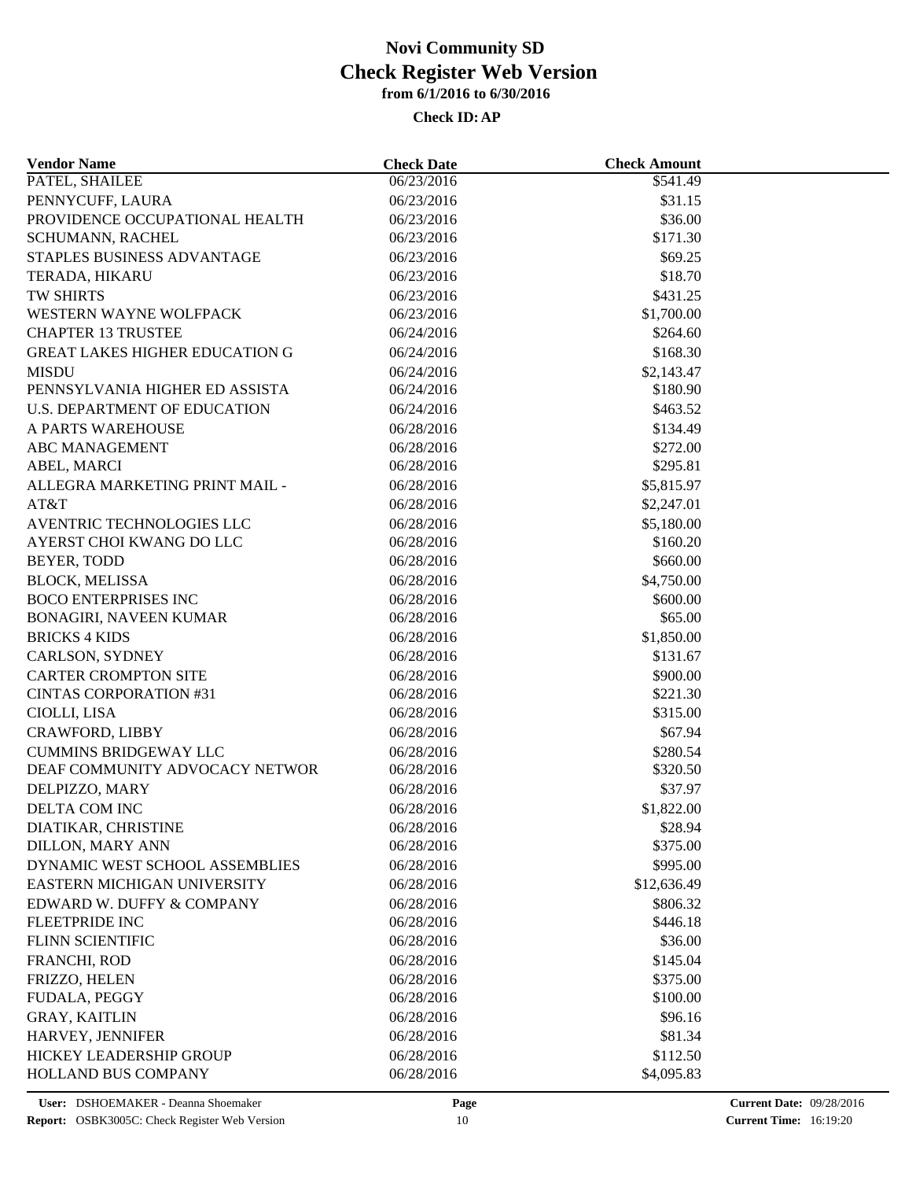# Novi Community SD
# Check Register Web Version
### from 6/1/2016 to 6/30/2016

**Check ID: AP**

| Vendor Name | Check Date | Check Amount |
|---|---|---|
| PATEL, SHAILEE | 06/23/2016 | $541.49 |
| PENNYCUFF, LAURA | 06/23/2016 | $31.15 |
| PROVIDENCE OCCUPATIONAL HEALTH | 06/23/2016 | $36.00 |
| SCHUMANN, RACHEL | 06/23/2016 | $171.30 |
| STAPLES BUSINESS ADVANTAGE | 06/23/2016 | $69.25 |
| TERADA, HIKARU | 06/23/2016 | $18.70 |
| TW SHIRTS | 06/23/2016 | $431.25 |
| WESTERN WAYNE WOLFPACK | 06/23/2016 | $1,700.00 |
| CHAPTER 13 TRUSTEE | 06/24/2016 | $264.60 |
| GREAT LAKES HIGHER EDUCATION G | 06/24/2016 | $168.30 |
| MISDU | 06/24/2016 | $2,143.47 |
| PENNSYLVANIA HIGHER ED ASSISTA | 06/24/2016 | $180.90 |
| U.S. DEPARTMENT OF EDUCATION | 06/24/2016 | $463.52 |
| A PARTS WAREHOUSE | 06/28/2016 | $134.49 |
| ABC MANAGEMENT | 06/28/2016 | $272.00 |
| ABEL, MARCI | 06/28/2016 | $295.81 |
| ALLEGRA MARKETING PRINT MAIL - | 06/28/2016 | $5,815.97 |
| AT&T | 06/28/2016 | $2,247.01 |
| AVENTRIC TECHNOLOGIES LLC | 06/28/2016 | $5,180.00 |
| AYERST CHOI KWANG DO LLC | 06/28/2016 | $160.20 |
| BEYER, TODD | 06/28/2016 | $660.00 |
| BLOCK, MELISSA | 06/28/2016 | $4,750.00 |
| BOCO ENTERPRISES INC | 06/28/2016 | $600.00 |
| BONAGIRI, NAVEEN KUMAR | 06/28/2016 | $65.00 |
| BRICKS 4 KIDS | 06/28/2016 | $1,850.00 |
| CARLSON, SYDNEY | 06/28/2016 | $131.67 |
| CARTER CROMPTON SITE | 06/28/2016 | $900.00 |
| CINTAS CORPORATION #31 | 06/28/2016 | $221.30 |
| CIOLLI, LISA | 06/28/2016 | $315.00 |
| CRAWFORD, LIBBY | 06/28/2016 | $67.94 |
| CUMMINS BRIDGEWAY LLC | 06/28/2016 | $280.54 |
| DEAF COMMUNITY ADVOCACY NETWOR | 06/28/2016 | $320.50 |
| DELPIZZO, MARY | 06/28/2016 | $37.97 |
| DELTA COM INC | 06/28/2016 | $1,822.00 |
| DIATIKAR, CHRISTINE | 06/28/2016 | $28.94 |
| DILLON, MARY ANN | 06/28/2016 | $375.00 |
| DYNAMIC WEST SCHOOL ASSEMBLIES | 06/28/2016 | $995.00 |
| EASTERN MICHIGAN UNIVERSITY | 06/28/2016 | $12,636.49 |
| EDWARD W. DUFFY & COMPANY | 06/28/2016 | $806.32 |
| FLEETPRIDE INC | 06/28/2016 | $446.18 |
| FLINN SCIENTIFIC | 06/28/2016 | $36.00 |
| FRANCHI, ROD | 06/28/2016 | $145.04 |
| FRIZZO, HELEN | 06/28/2016 | $375.00 |
| FUDALA, PEGGY | 06/28/2016 | $100.00 |
| GRAY, KAITLIN | 06/28/2016 | $96.16 |
| HARVEY, JENNIFER | 06/28/2016 | $81.34 |
| HICKEY LEADERSHIP GROUP | 06/28/2016 | $112.50 |
| HOLLAND BUS COMPANY | 06/28/2016 | $4,095.83 |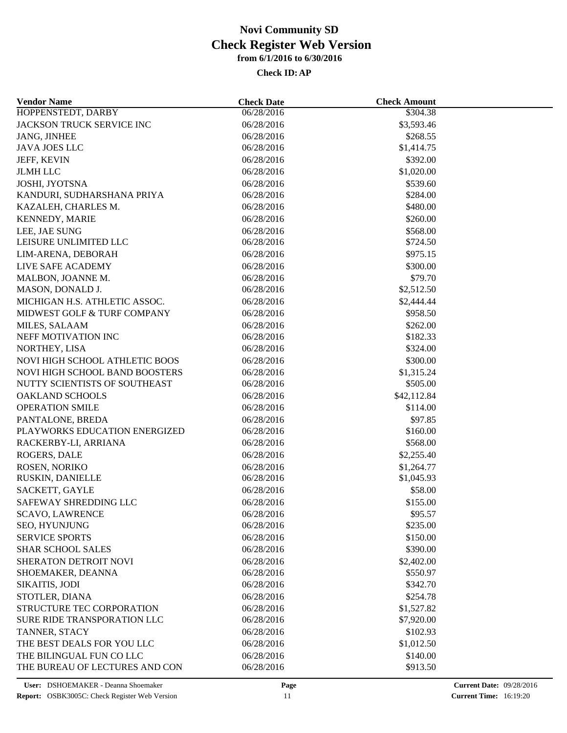# Novi Community SD

## Check Register Web Version

**from 6/1/2016 to 6/30/2016**

**Check ID: AP**

| Vendor Name | Check Date | Check Amount |
|---|---|---|
| HOPPENSTEDT, DARBY | 06/28/2016 | $304.38 |
| JACKSON TRUCK SERVICE INC | 06/28/2016 | $3,593.46 |
| JANG, JINHEE | 06/28/2016 | $268.55 |
| JAVA JOES LLC | 06/28/2016 | $1,414.75 |
| JEFF, KEVIN | 06/28/2016 | $392.00 |
| JLMH LLC | 06/28/2016 | $1,020.00 |
| JOSHI, JYOTSNA | 06/28/2016 | $539.60 |
| KANDURI, SUDHARSHANA PRIYA | 06/28/2016 | $284.00 |
| KAZALEH, CHARLES M. | 06/28/2016 | $480.00 |
| KENNEDY, MARIE | 06/28/2016 | $260.00 |
| LEE, JAE SUNG | 06/28/2016 | $568.00 |
| LEISURE UNLIMITED LLC | 06/28/2016 | $724.50 |
| LIM-ARENA, DEBORAH | 06/28/2016 | $975.15 |
| LIVE SAFE ACADEMY | 06/28/2016 | $300.00 |
| MALBON, JOANNE M. | 06/28/2016 | $79.70 |
| MASON, DONALD J. | 06/28/2016 | $2,512.50 |
| MICHIGAN H.S. ATHLETIC ASSOC. | 06/28/2016 | $2,444.44 |
| MIDWEST GOLF & TURF COMPANY | 06/28/2016 | $958.50 |
| MILES, SALAAM | 06/28/2016 | $262.00 |
| NEFF MOTIVATION INC | 06/28/2016 | $182.33 |
| NORTHEY, LISA | 06/28/2016 | $324.00 |
| NOVI HIGH SCHOOL ATHLETIC BOOS | 06/28/2016 | $300.00 |
| NOVI HIGH SCHOOL BAND BOOSTERS | 06/28/2016 | $1,315.24 |
| NUTTY SCIENTISTS OF SOUTHEAST | 06/28/2016 | $505.00 |
| OAKLAND SCHOOLS | 06/28/2016 | $42,112.84 |
| OPERATION SMILE | 06/28/2016 | $114.00 |
| PANTALONE, BREDA | 06/28/2016 | $97.85 |
| PLAYWORKS EDUCATION ENERGIZED | 06/28/2016 | $160.00 |
| RACKERBY-LI, ARRIANA | 06/28/2016 | $568.00 |
| ROGERS, DALE | 06/28/2016 | $2,255.40 |
| ROSEN, NORIKO | 06/28/2016 | $1,264.77 |
| RUSKIN, DANIELLE | 06/28/2016 | $1,045.93 |
| SACKETT, GAYLE | 06/28/2016 | $58.00 |
| SAFEWAY SHREDDING LLC | 06/28/2016 | $155.00 |
| SCAVO, LAWRENCE | 06/28/2016 | $95.57 |
| SEO, HYUNJUNG | 06/28/2016 | $235.00 |
| SERVICE SPORTS | 06/28/2016 | $150.00 |
| SHAR SCHOOL SALES | 06/28/2016 | $390.00 |
| SHERATON DETROIT NOVI | 06/28/2016 | $2,402.00 |
| SHOEMAKER, DEANNA | 06/28/2016 | $550.97 |
| SIKAITIS, JODI | 06/28/2016 | $342.70 |
| STOTLER, DIANA | 06/28/2016 | $254.78 |
| STRUCTURE TEC CORPORATION | 06/28/2016 | $1,527.82 |
| SURE RIDE TRANSPORATION LLC | 06/28/2016 | $7,920.00 |
| TANNER, STACY | 06/28/2016 | $102.93 |
| THE BEST DEALS FOR YOU LLC | 06/28/2016 | $1,012.50 |
| THE BILINGUAL FUN CO LLC | 06/28/2016 | $140.00 |
| THE BUREAU OF LECTURES AND CON | 06/28/2016 | $913.50 |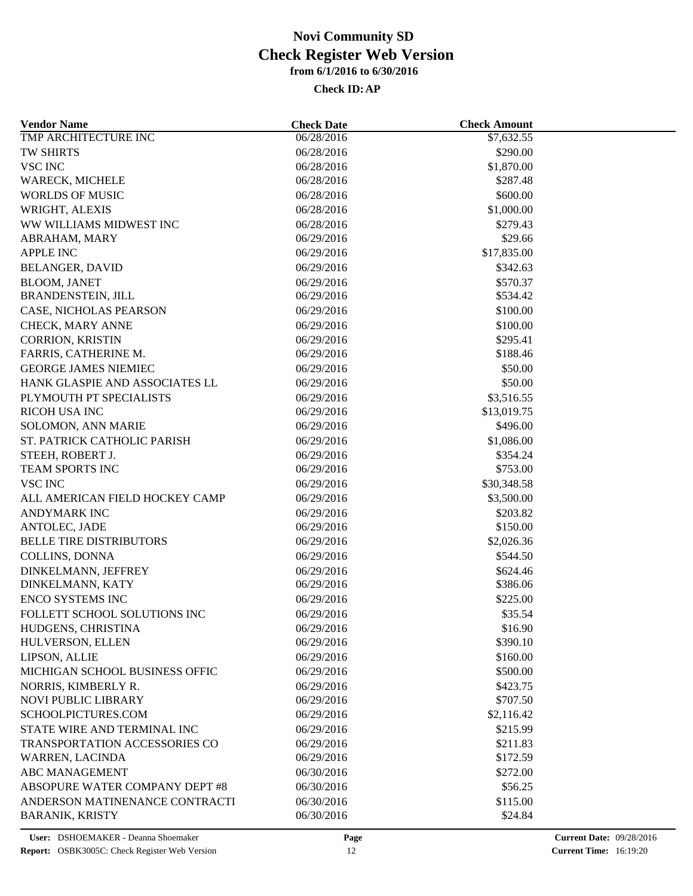# Novi Community SD
## Check Register Web Version
### from 6/1/2016 to 6/30/2016

**Check ID: AP**

| Vendor Name | Check Date | Check Amount |
|---|---|---|
| TMP ARCHITECTURE INC | 06/28/2016 | $7,632.55 |
| TW SHIRTS | 06/28/2016 | $290.00 |
| VSC INC | 06/28/2016 | $1,870.00 |
| WARECK, MICHELE | 06/28/2016 | $287.48 |
| WORLDS OF MUSIC | 06/28/2016 | $600.00 |
| WRIGHT, ALEXIS | 06/28/2016 | $1,000.00 |
| WW WILLIAMS MIDWEST INC | 06/28/2016 | $279.43 |
| ABRAHAM, MARY | 06/29/2016 | $29.66 |
| APPLE INC | 06/29/2016 | $17,835.00 |
| BELANGER, DAVID | 06/29/2016 | $342.63 |
| BLOOM, JANET | 06/29/2016 | $570.37 |
| BRANDENSTEIN, JILL | 06/29/2016 | $534.42 |
| CASE, NICHOLAS PEARSON | 06/29/2016 | $100.00 |
| CHECK, MARY ANNE | 06/29/2016 | $100.00 |
| CORRION, KRISTIN | 06/29/2016 | $295.41 |
| FARRIS, CATHERINE M. | 06/29/2016 | $188.46 |
| GEORGE JAMES NIEMIEC | 06/29/2016 | $50.00 |
| HANK GLASPIE AND ASSOCIATES LL | 06/29/2016 | $50.00 |
| PLYMOUTH PT SPECIALISTS | 06/29/2016 | $3,516.55 |
| RICOH USA INC | 06/29/2016 | $13,019.75 |
| SOLOMON, ANN MARIE | 06/29/2016 | $496.00 |
| ST. PATRICK CATHOLIC PARISH | 06/29/2016 | $1,086.00 |
| STEEH, ROBERT J. | 06/29/2016 | $354.24 |
| TEAM SPORTS INC | 06/29/2016 | $753.00 |
| VSC INC | 06/29/2016 | $30,348.58 |
| ALL AMERICAN FIELD HOCKEY CAMP | 06/29/2016 | $3,500.00 |
| ANDYMARK INC | 06/29/2016 | $203.82 |
| ANTOLEC, JADE | 06/29/2016 | $150.00 |
| BELLE TIRE DISTRIBUTORS | 06/29/2016 | $2,026.36 |
| COLLINS, DONNA | 06/29/2016 | $544.50 |
| DINKELMANN, JEFFREY | 06/29/2016 | $624.46 |
| DINKELMANN, KATY | 06/29/2016 | $386.06 |
| ENCO SYSTEMS INC | 06/29/2016 | $225.00 |
| FOLLETT SCHOOL SOLUTIONS INC | 06/29/2016 | $35.54 |
| HUDGENS, CHRISTINA | 06/29/2016 | $16.90 |
| HULVERSON, ELLEN | 06/29/2016 | $390.10 |
| LIPSON, ALLIE | 06/29/2016 | $160.00 |
| MICHIGAN SCHOOL BUSINESS OFFIC | 06/29/2016 | $500.00 |
| NORRIS, KIMBERLY R. | 06/29/2016 | $423.75 |
| NOVI PUBLIC LIBRARY | 06/29/2016 | $707.50 |
| SCHOOLPICTURES.COM | 06/29/2016 | $2,116.42 |
| STATE WIRE AND TERMINAL INC | 06/29/2016 | $215.99 |
| TRANSPORTATION ACCESSORIES CO | 06/29/2016 | $211.83 |
| WARREN, LACINDA | 06/29/2016 | $172.59 |
| ABC MANAGEMENT | 06/30/2016 | $272.00 |
| ABSOPURE WATER COMPANY DEPT #8 | 06/30/2016 | $56.25 |
| ANDERSON MATINENANCE CONTRACTI | 06/30/2016 | $115.00 |
| BARANIK, KRISTY | 06/30/2016 | $24.84 |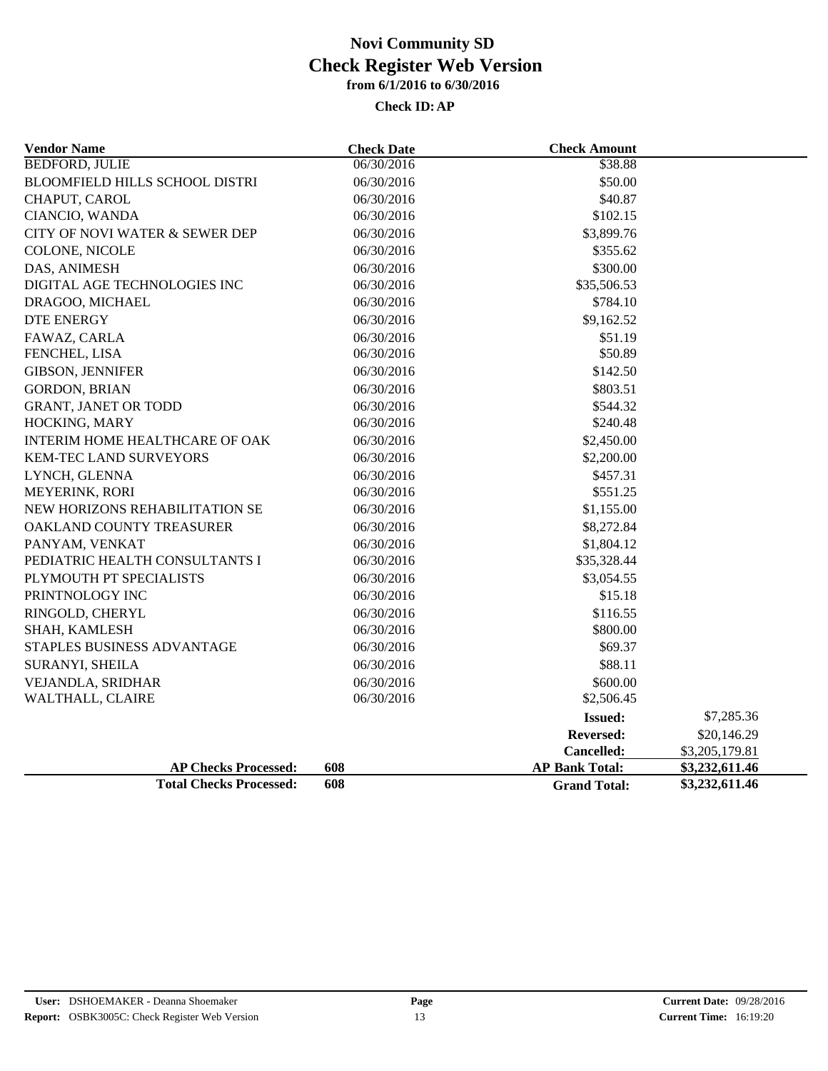# Novi Community SD

## Check Register Web Version

### from 6/1/2016 to 6/30/2016

**Check ID: AP**

| Vendor Name | Check Date | Check Amount | |
|---|---|---|---|
| BEDFORD, JULIE | 06/30/2016 | $38.88 | |
| BLOOMFIELD HILLS SCHOOL DISTRI | 06/30/2016 | $50.00 | |
| CHAPUT, CAROL | 06/30/2016 | $40.87 | |
| CIANCIO, WANDA | 06/30/2016 | $102.15 | |
| CITY OF NOVI WATER & SEWER DEP | 06/30/2016 | $3,899.76 | |
| COLONE, NICOLE | 06/30/2016 | $355.62 | |
| DAS, ANIMESH | 06/30/2016 | $300.00 | |
| DIGITAL AGE TECHNOLOGIES INC | 06/30/2016 | $35,506.53 | |
| DRAGOO, MICHAEL | 06/30/2016 | $784.10 | |
| DTE ENERGY | 06/30/2016 | $9,162.52 | |
| FAWAZ, CARLA | 06/30/2016 | $51.19 | |
| FENCHEL, LISA | 06/30/2016 | $50.89 | |
| GIBSON, JENNIFER | 06/30/2016 | $142.50 | |
| GORDON, BRIAN | 06/30/2016 | $803.51 | |
| GRANT, JANET OR TODD | 06/30/2016 | $544.32 | |
| HOCKING, MARY | 06/30/2016 | $240.48 | |
| INTERIM HOME HEALTHCARE OF OAK | 06/30/2016 | $2,450.00 | |
| KEM-TEC LAND SURVEYORS | 06/30/2016 | $2,200.00 | |
| LYNCH, GLENNA | 06/30/2016 | $457.31 | |
| MEYERINK, RORI | 06/30/2016 | $551.25 | |
| NEW HORIZONS REHABILITATION SE | 06/30/2016 | $1,155.00 | |
| OAKLAND COUNTY TREASURER | 06/30/2016 | $8,272.84 | |
| PANYAM, VENKAT | 06/30/2016 | $1,804.12 | |
| PEDIATRIC HEALTH CONSULTANTS I | 06/30/2016 | $35,328.44 | |
| PLYMOUTH PT SPECIALISTS | 06/30/2016 | $3,054.55 | |
| PRINTNOLOGY INC | 06/30/2016 | $15.18 | |
| RINGOLD, CHERYL | 06/30/2016 | $116.55 | |
| SHAH, KAMLESH | 06/30/2016 | $800.00 | |
| STAPLES BUSINESS ADVANTAGE | 06/30/2016 | $69.37 | |
| SURANYI, SHEILA | 06/30/2016 | $88.11 | |
| VEJANDLA, SRIDHAR | 06/30/2016 | $600.00 | |
| WALTHALL, CLAIRE | 06/30/2016 | $2,506.45 | |
| | | **Issued:** | $7,285.36 |
| | | **Reversed:** | $20,146.29 |
| | | **Cancelled:** | $3,205,179.81 |
| **AP Checks Processed:** | **608** | **AP Bank Total:** | **$3,232,611.46** |
| **Total Checks Processed:** | **608** | **Grand Total:** | **$3,232,611.46** |

**User:** DSHOEMAKER - Deanna Shoemaker
**Report:** OSBK3005C: Check Register Web Version
**Current Date:** 09/28/2016
**Current Time:** 16:19:20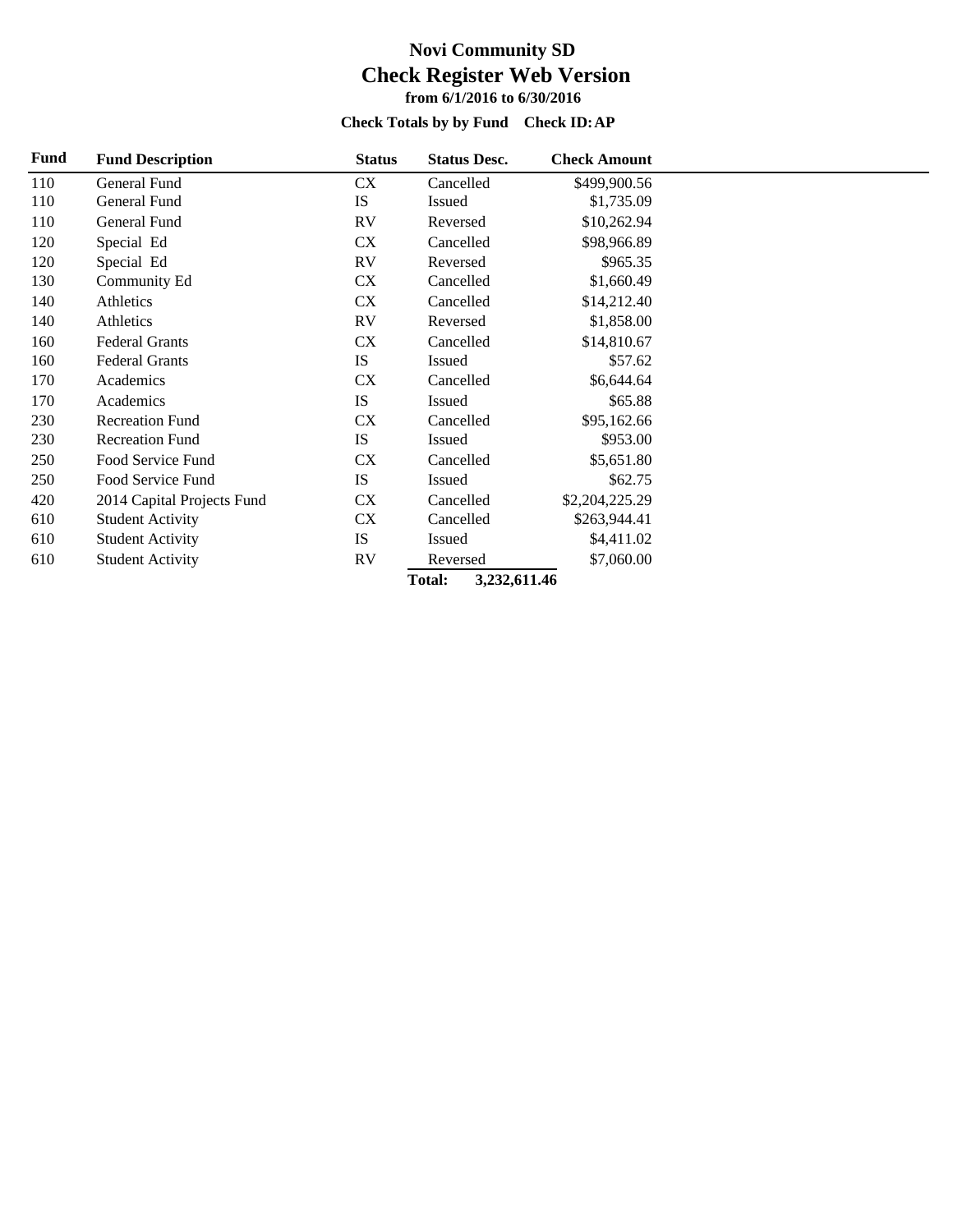# Novi Community SD
## Check Register Web Version
**from 6/1/2016 to 6/30/2016**

**Check Totals by by Fund    Check ID: AP**

| Fund | Fund Description | Status | Status Desc. | Check Amount |
|---|---|---|---|---|
| 110 | General Fund | CX | Cancelled | $499,900.56 |
| 110 | General Fund | IS | Issued | $1,735.09 |
| 110 | General Fund | RV | Reversed | $10,262.94 |
| 120 | Special Ed | CX | Cancelled | $98,966.89 |
| 120 | Special Ed | RV | Reversed | $965.35 |
| 130 | Community Ed | CX | Cancelled | $1,660.49 |
| 140 | Athletics | CX | Cancelled | $14,212.40 |
| 140 | Athletics | RV | Reversed | $1,858.00 |
| 160 | Federal Grants | CX | Cancelled | $14,810.67 |
| 160 | Federal Grants | IS | Issued | $57.62 |
| 170 | Academics | CX | Cancelled | $6,644.64 |
| 170 | Academics | IS | Issued | $65.88 |
| 230 | Recreation Fund | CX | Cancelled | $95,162.66 |
| 230 | Recreation Fund | IS | Issued | $953.00 |
| 250 | Food Service Fund | CX | Cancelled | $5,651.80 |
| 250 | Food Service Fund | IS | Issued | $62.75 |
| 420 | 2014 Capital Projects Fund | CX | Cancelled | $2,204,225.29 |
| 610 | Student Activity | CX | Cancelled | $263,944.41 |
| 610 | Student Activity | IS | Issued | $4,411.02 |
| 610 | Student Activity | RV | Reversed | $7,060.00 |
| | | | **Total:** | **3,232,611.46** |